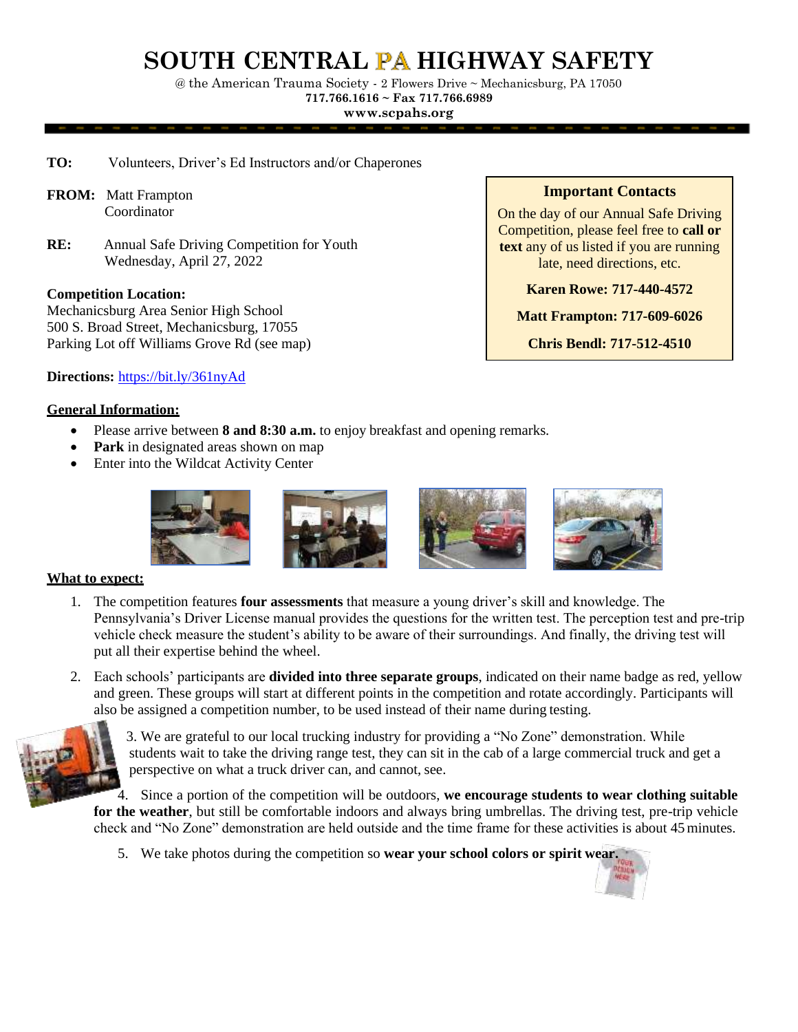# SOUTH CENTRAL PA HIGHWAY SAFETY

@ the American Trauma Society - 2 Flowers Drive ~ Mechanicsburg, PA 17050
**717.766.1616 ~ Fax 717.766.6989**
**www.scpahs.org**

**TO:** Volunteers, Driver's Ed Instructors and/or Chaperones

**FROM:** Matt Frampton
Coordinator

**RE:** Annual Safe Driving Competition for Youth
Wednesday, April 27, 2022

**Competition Location:**
Mechanicsburg Area Senior High School
500 S. Broad Street, Mechanicsburg, 17055
Parking Lot off Williams Grove Rd (see map)

**Directions:** https://bit.ly/361nyAd

**Important Contacts**

On the day of our Annual Safe Driving Competition, please feel free to **call or text** any of us listed if you are running late, need directions, etc.

**Karen Rowe: 717-440-4572**

**Matt Frampton: 717-609-6026**

**Chris Bendl: 717-512-4510**

## General Information:

- Please arrive between **8 and 8:30 a.m.** to enjoy breakfast and opening remarks.
- **Park** in designated areas shown on map
- Enter into the Wildcat Activity Center

## What to expect:

1. The competition features **four assessments** that measure a young driver's skill and knowledge. The Pennsylvania's Driver License manual provides the questions for the written test. The perception test and pre-trip vehicle check measure the student's ability to be aware of their surroundings. And finally, the driving test will put all their expertise behind the wheel.
2. Each schools' participants are **divided into three separate groups**, indicated on their name badge as red, yellow and green. These groups will start at different points in the competition and rotate accordingly. Participants will also be assigned a competition number, to be used instead of their name during testing.
3. We are grateful to our local trucking industry for providing a "No Zone" demonstration. While students wait to take the driving range test, they can sit in the cab of a large commercial truck and get a perspective on what a truck driver can, and cannot, see.
4. Since a portion of the competition will be outdoors, **we encourage students to wear clothing suitable for the weather**, but still be comfortable indoors and always bring umbrellas. The driving test, pre-trip vehicle check and "No Zone" demonstration are held outside and the time frame for these activities is about 45 minutes.
5. We take photos during the competition so **wear your school colors or spirit wear.**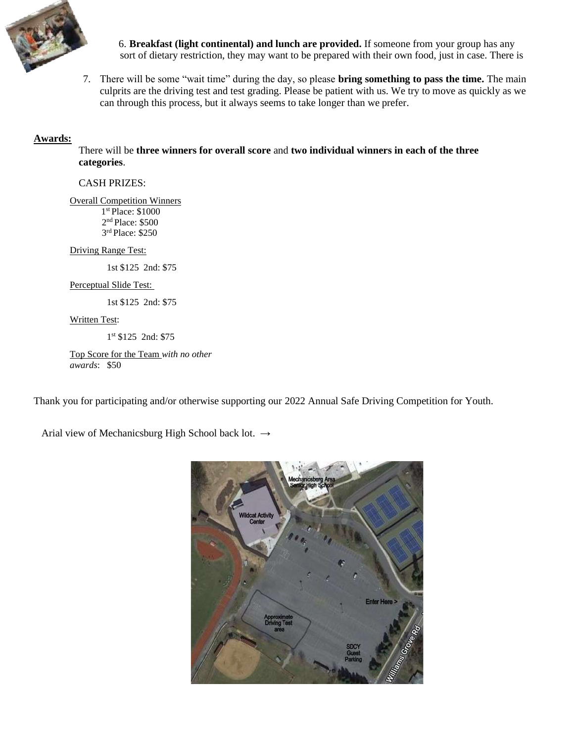6. **Breakfast (light continental) and lunch are provided.** If someone from your group has any sort of dietary restriction, they may want to be prepared with their own food, just in case. There is

7. There will be some "wait time" during the day, so please **bring something to pass the time.** The main culprits are the driving test and test grading. Please be patient with us. We try to move as quickly as we can through this process, but it always seems to take longer than we prefer.

**Awards:**

There will be **three winners for overall score** and **two individual winners in each of the three categories**.

CASH PRIZES:

Overall Competition Winners
1st Place: $1000
2nd Place: $500
3rd Place: $250

Driving Range Test:

1st $125 2nd: $75

Perceptual Slide Test:

1st $125 2nd: $75

Written Test:

1st $125 2nd: $75

Top Score for the Team *with no other awards*: $50

Thank you for participating and/or otherwise supporting our 2022 Annual Safe Driving Competition for Youth.

Arial view of Mechanicsburg High School back lot. →

Mechanicsburg Area Senior High School
Wildcat Activity Center
Enter Here >
Approximate Driving Test area
SDCY Guest Parking
Williams Grove Rd